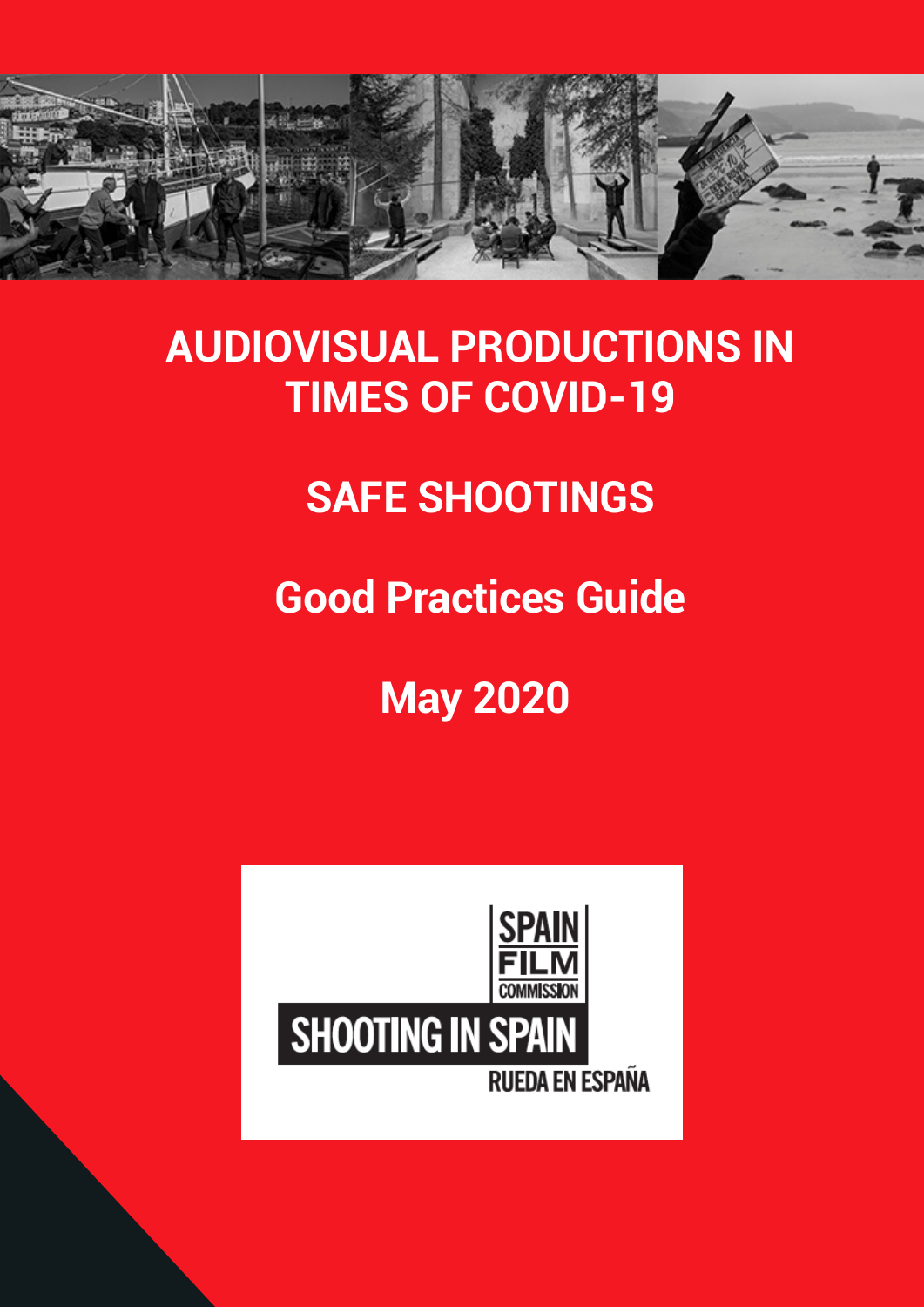# AUDIOVISUAL PRODUCTIONS IN TIMES OF COVID-19

## SAFE SHOOTINGS

## Good Practices Guide

## May 2020

SPAIN FILM COMMISSION

SHOOTING IN SPAIN

RUEDA EN ESPAÑA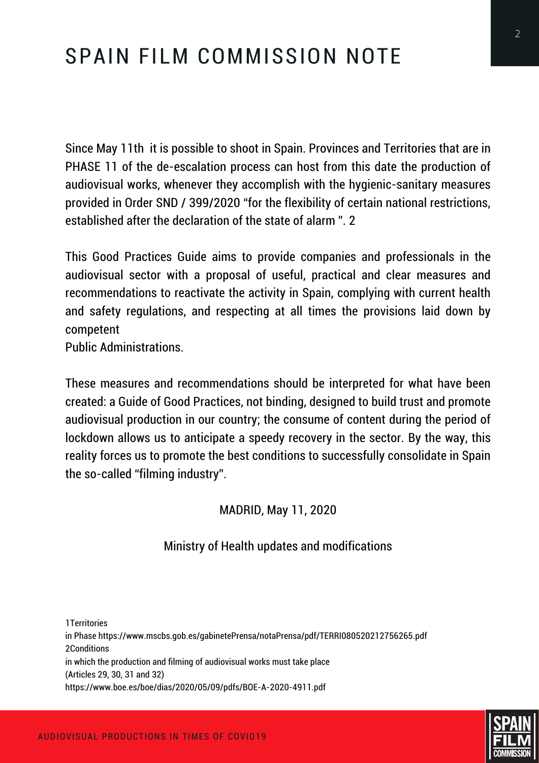# SPAIN FILM COMMISSION NOTE

Since May 11th it is possible to shoot in Spain. Provinces and Territories that are in PHASE 1[1] of the de-escalation process can host from this date the production of audiovisual works, whenever they accomplish with the hygienic-sanitary measures provided in Order SND / 399/2020 "for the flexibility of certain national restrictions, established after the declaration of the state of alarm ". 2

This Good Practices Guide aims to provide companies and professionals in the audiovisual sector with a proposal of useful, practical and clear measures and recommendations to reactivate the activity in Spain, complying with current health and safety regulations, and respecting at all times the provisions laid down by competent
Public Administrations.

These measures and recommendations should be interpreted for what have been created: a Guide of Good Practices, not binding, designed to build trust and promote audiovisual production in our country; the consume of content during the period of lockdown allows us to anticipate a speedy recovery in the sector. By the way, this reality forces us to promote the best conditions to successfully consolidate in Spain the so-called "filming industry".

MADRID, May 11, 2020

Ministry of Health updates and modifications

1Territories
in Phase https://www.mscbs.gob.es/gabinetePrensa/notaPrensa/pdf/TERRI080520212756265.pdf
2Conditions
in which the production and filming of audiovisual works must take place
(Articles 29, 30, 31 and 32)
https://www.boe.es/boe/dias/2020/05/09/pdfs/BOE-A-2020-4911.pdf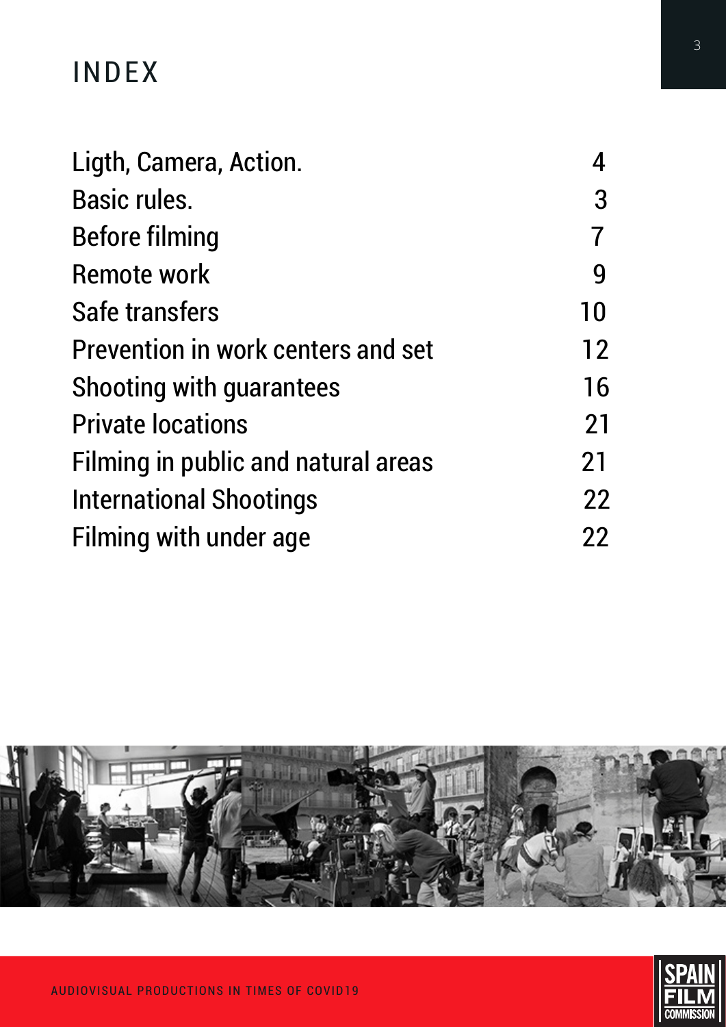# INDEX

| | |
|---|---|
| Ligth, Camera, Action. | 4 |
| Basic rules. | 3 |
| Before filming | 7 |
| Remote work | 9 |
| Safe transfers | 10 |
| Prevention in work centers and set | 12 |
| Shooting with guarantees | 16 |
| Private locations | 21 |
| Filming in public and natural areas | 21 |
| International Shootings | 22 |
| Filming with under age | 22 |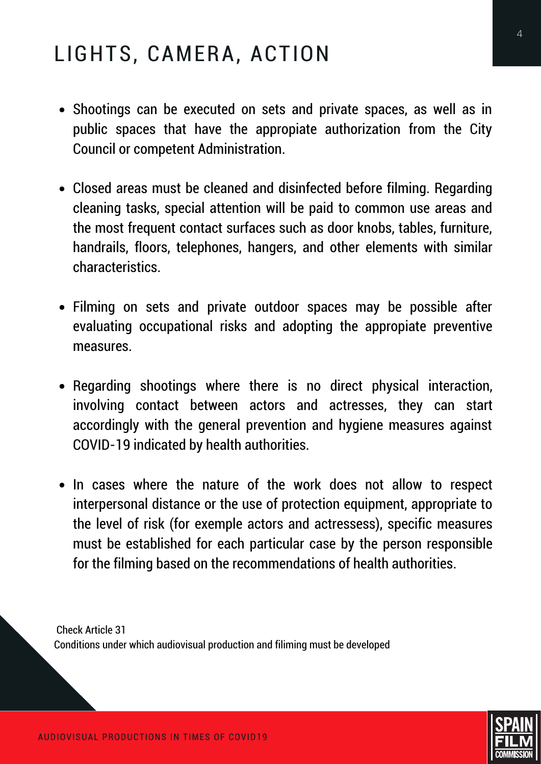# LIGHTS, CAMERA, ACTION

- Shootings can be executed on sets and private spaces, as well as in public spaces that have the apropiate authorization from the City Council or competent Administration.

- Closed areas must be cleaned and disinfected before filming. Regarding cleaning tasks, special attention will be paid to common use areas and the most frequent contact surfaces such as door knobs, tables, furniture, handrails, floors, telephones, hangers, and other elements with similar characteristics.

- Filming on sets and private outdoor spaces may be possible after evaluating occupational risks and adopting the appropiate preventive measures.

- Regarding shootings where there is no direct physical interaction, involving contact between actors and actresses, they can start accordingly with the general prevention and hygiene measures against COVID-19 indicated by health authorities.

- In cases where the nature of the work does not allow to respect interpersonal distance or the use of protection equipment, appropriate to the level of risk (for exemple actors and actressess), specific measures must be established for each particular case by the person responsible for the filming based on the recommendations of health authorities.

Check Article 31
Conditions under which audiovisual production and filiming must be developed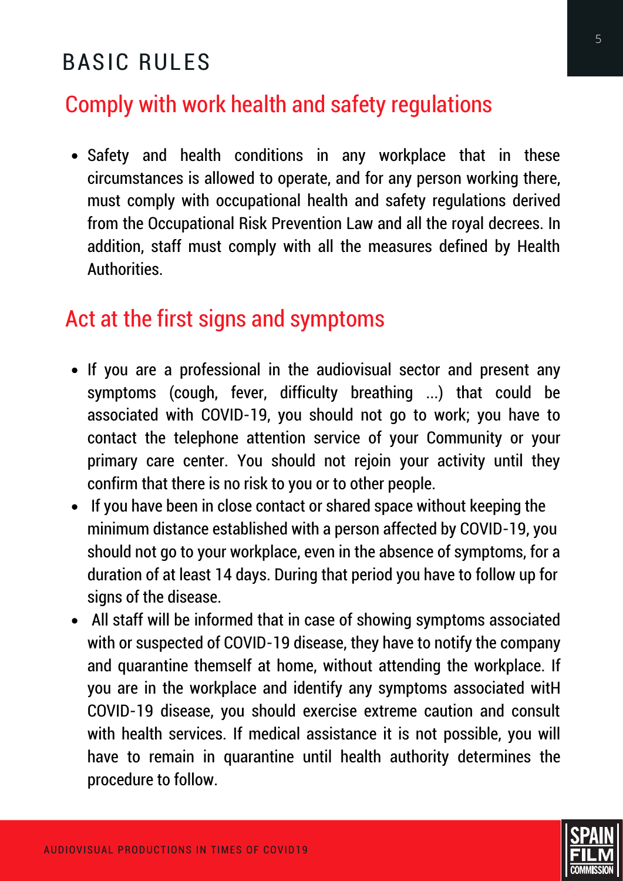# BASIC RULES

## Comply with work health and safety regulations

- Safety and health conditions in any workplace that in these circumstances is allowed to operate, and for any person working there, must comply with occupational health and safety regulations derived from the Occupational Risk Prevention Law and all the royal decrees. In addition, staff must comply with all the measures defined by Health Authorities.

## Act at the first signs and symptoms

- If you are a professional in the audiovisual sector and present any symptoms (cough, fever, difficulty breathing ...) that could be associated with COVID-19, you should not go to work; you have to contact the telephone attention service of your Community or your primary care center. You should not rejoin your activity until they confirm that there is no risk to you or to other people.
- If you have been in close contact or shared space without keeping the minimum distance established with a person affected by COVID-19, you should not go to your workplace, even in the absence of symptoms, for a duration of at least 14 days. During that period you have to follow up for signs of the disease.
- All staff will be informed that in case of showing symptoms associated with or suspected of COVID-19 disease, they have to notify the company and quarantine themself at home, without attending the workplace. If you are in the workplace and identify any symptoms associated witH COVID-19 disease, you should exercise extreme caution and consult with health services. If medical assistance it is not possible, you will have to remain in quarantine until health authority determines the procedure to follow.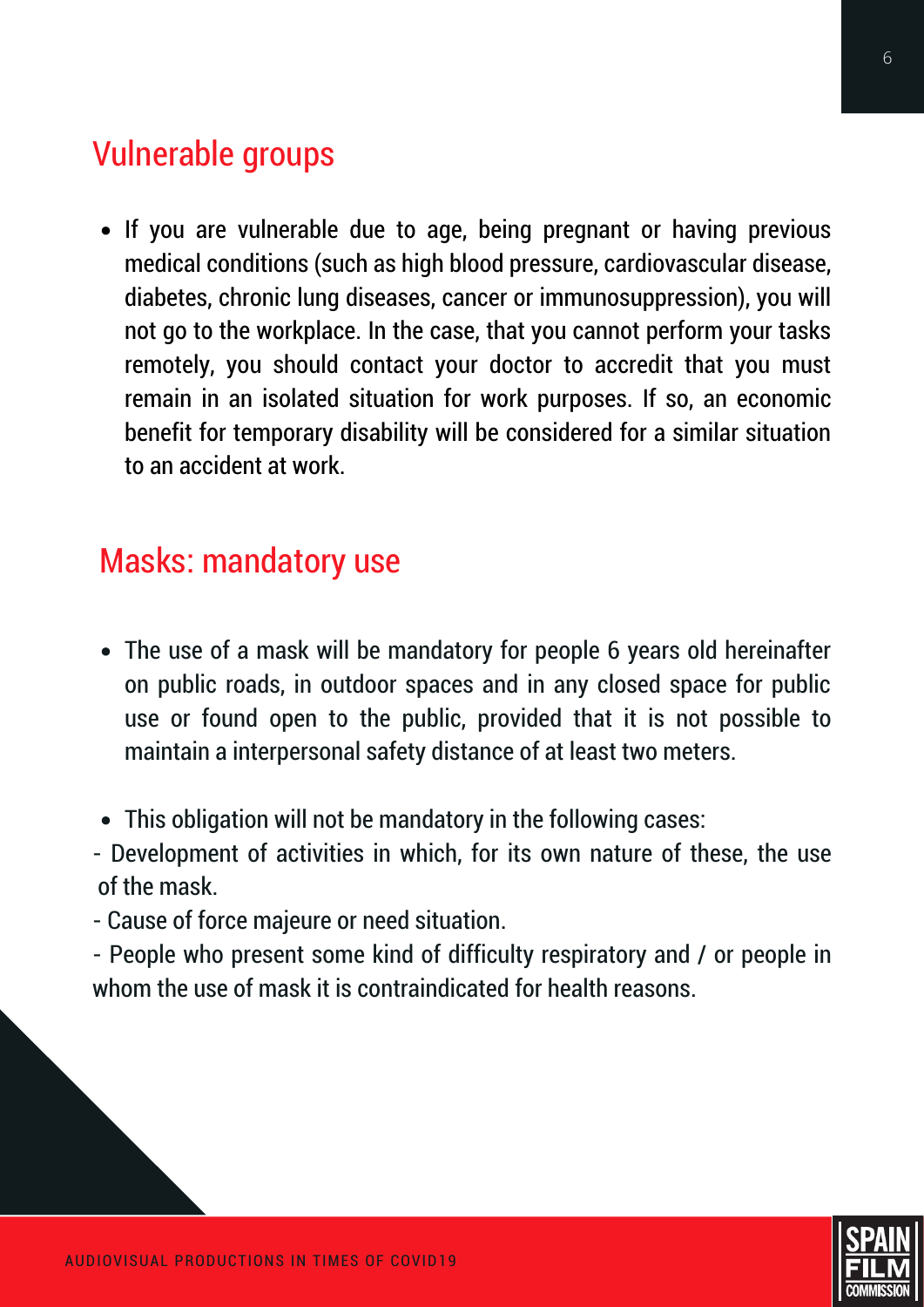## Vulnerable groups

- If you are vulnerable due to age, being pregnant or having previous medical conditions (such as high blood pressure, cardiovascular disease, diabetes, chronic lung diseases, cancer or immunosuppression), you will not go to the workplace. In the case, that you cannot perform your tasks remotely, you should contact your doctor to accredit that you must remain in an isolated situation for work purposes. If so, an economic benefit for temporary disability will be considered for a similar situation to an accident at work.

## Masks: mandatory use

- The use of a mask will be mandatory for people 6 years old hereinafter on public roads, in outdoor spaces and in any closed space for public use or found open to the public, provided that it is not possible to maintain a interpersonal safety distance of at least two meters.

- This obligation will not be mandatory in the following cases:

- Development of activities in which, for its own nature of these, the use of the mask.

- Cause of force majeure or need situation.

- People who present some kind of difficulty respiratory and / or people in whom the use of mask it is contraindicated for health reasons.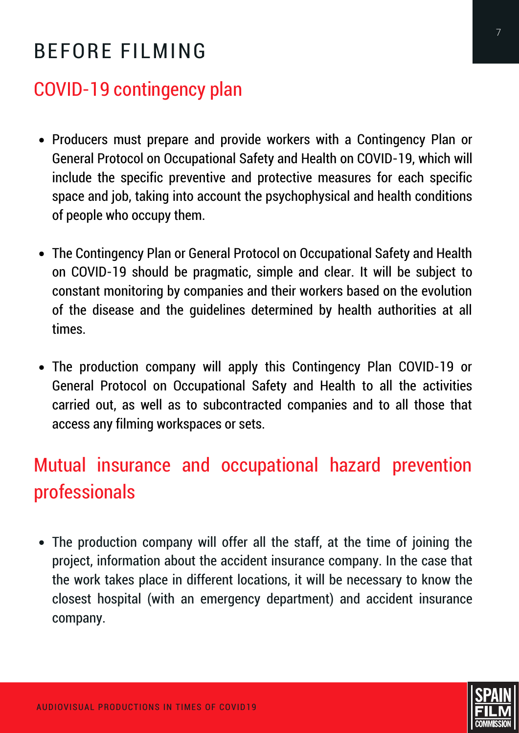# BEFORE FILMING

## COVID-19 contingency plan

- Producers must prepare and provide workers with a Contingency Plan or General Protocol on Occupational Safety and Health on COVID-19, which will include the specific preventive and protective measures for each specific space and job, taking into account the psychophysical and health conditions of people who occupy them.

- The Contingency Plan or General Protocol on Occupational Safety and Health on COVID-19 should be pragmatic, simple and clear. It will be subject to constant monitoring by companies and their workers based on the evolution of the disease and the guidelines determined by health authorities at all times.

- The production company will apply this Contingency Plan COVID-19 or General Protocol on Occupational Safety and Health to all the activities carried out, as well as to subcontracted companies and to all those that access any filming workspaces or sets.

## Mutual insurance and occupational hazard prevention professionals

- The production company will offer all the staff, at the time of joining the project, information about the accident insurance company. In the case that the work takes place in different locations, it will be necessary to know the closest hospital (with an emergency department) and accident insurance company.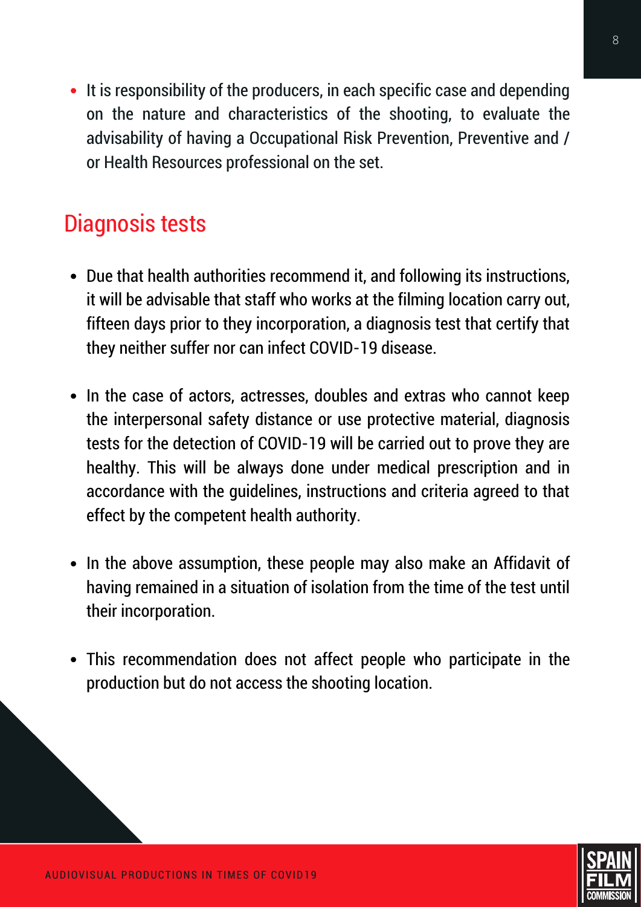- It is responsibility of the producers, in each specific case and depending on the nature and characteristics of the shooting, to evaluate the advisability of having a Occupational Risk Prevention, Preventive and / or Health Resources professional on the set.

## Diagnosis tests

- Due that health authorities recommend it, and following its instructions, it will be advisable that staff who works at the filming location carry out, fifteen days prior to they incorporation, a diagnosis test that certify that they neither suffer nor can infect COVID-19 disease.

- In the case of actors, actresses, doubles and extras who cannot keep the interpersonal safety distance or use protective material, diagnosis tests for the detection of COVID-19 will be carried out to prove they are healthy. This will be always done under medical prescription and in accordance with the guidelines, instructions and criteria agreed to that effect by the competent health authority.

- In the above assumption, these people may also make an Affidavit of having remained in a situation of isolation from the time of the test until their incorporation.

- This recommendation does not affect people who participate in the production but do not access the shooting location.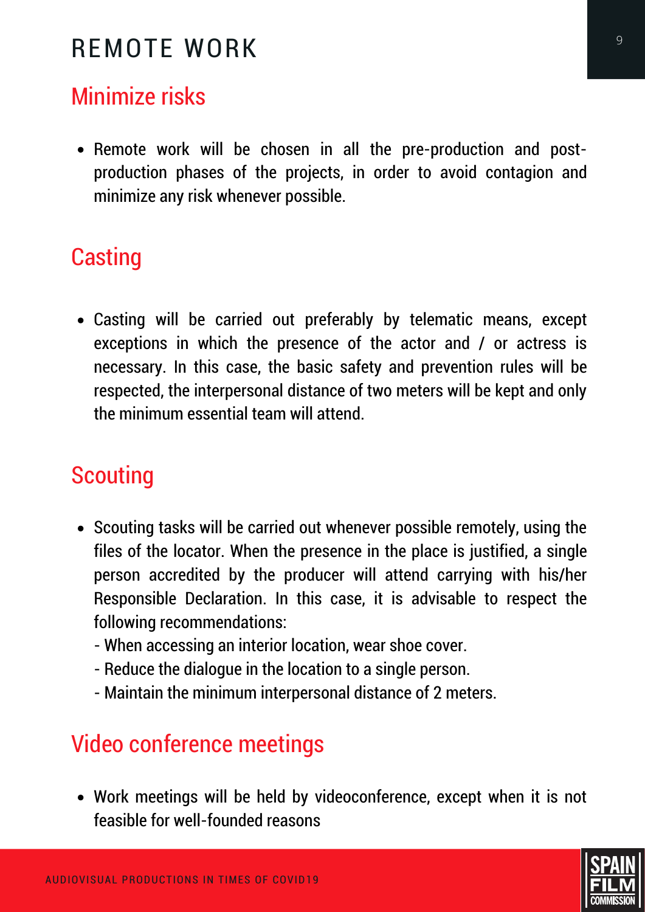# REMOTE WORK

## Minimize risks

- Remote work will be chosen in all the pre-production and post-production phases of the projects, in order to avoid contagion and minimize any risk whenever possible.

## Casting

- Casting will be carried out preferably by telematic means, except exceptions in which the presence of the actor and / or actress is necessary. In this case, the basic safety and prevention rules will be respected, the interpersonal distance of two meters will be kept and only the minimum essential team will attend.

## Scouting

- Scouting tasks will be carried out whenever possible remotely, using the files of the locator. When the presence in the place is justified, a single person accredited by the producer will attend carrying with his/her Responsible Declaration. In this case, it is advisable to respect the following recommendations:
  - When accessing an interior location, wear shoe cover.
  - Reduce the dialogue in the location to a single person.
  - Maintain the minimum interpersonal distance of 2 meters.

## Video conference meetings

- Work meetings will be held by videoconference, except when it is not feasible for well-founded reasons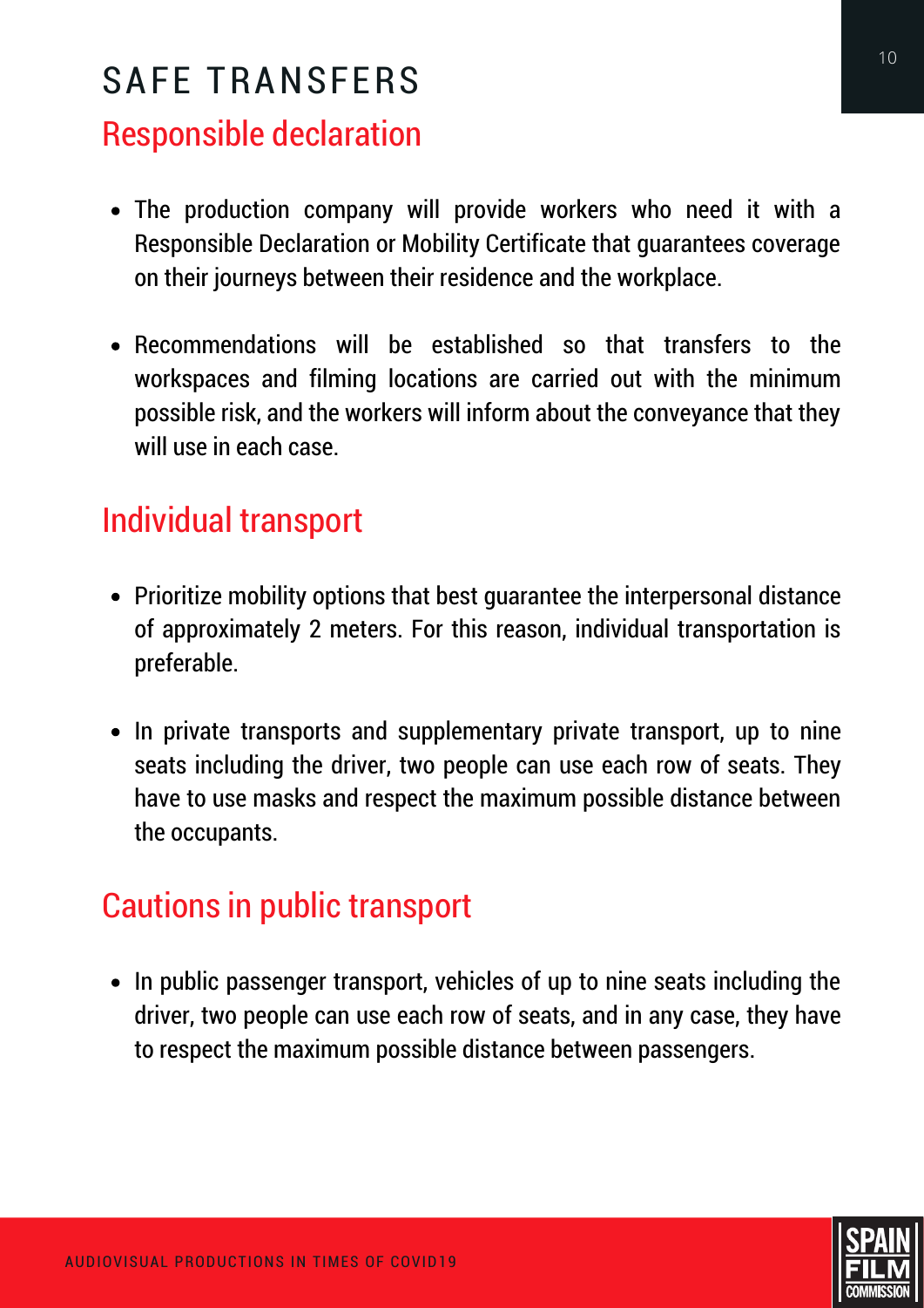# SAFE TRANSFERS

## Responsible declaration

- The production company will provide workers who need it with a Responsible Declaration or Mobility Certificate that guarantees coverage on their journeys between their residence and the workplace.
- Recommendations will be established so that transfers to the workspaces and filming locations are carried out with the minimum possible risk, and the workers will inform about the conveyance that they will use in each case.

## Individual transport

- Prioritize mobility options that best guarantee the interpersonal distance of approximately 2 meters. For this reason, individual transportation is preferable.
- In private transports and supplementary private transport, up to nine seats including the driver, two people can use each row of seats. They have to use masks and respect the maximum possible distance between the occupants.

## Cautions in public transport

- In public passenger transport, vehicles of up to nine seats including the driver, two people can use each row of seats, and in any case, they have to respect the maximum possible distance between passengers.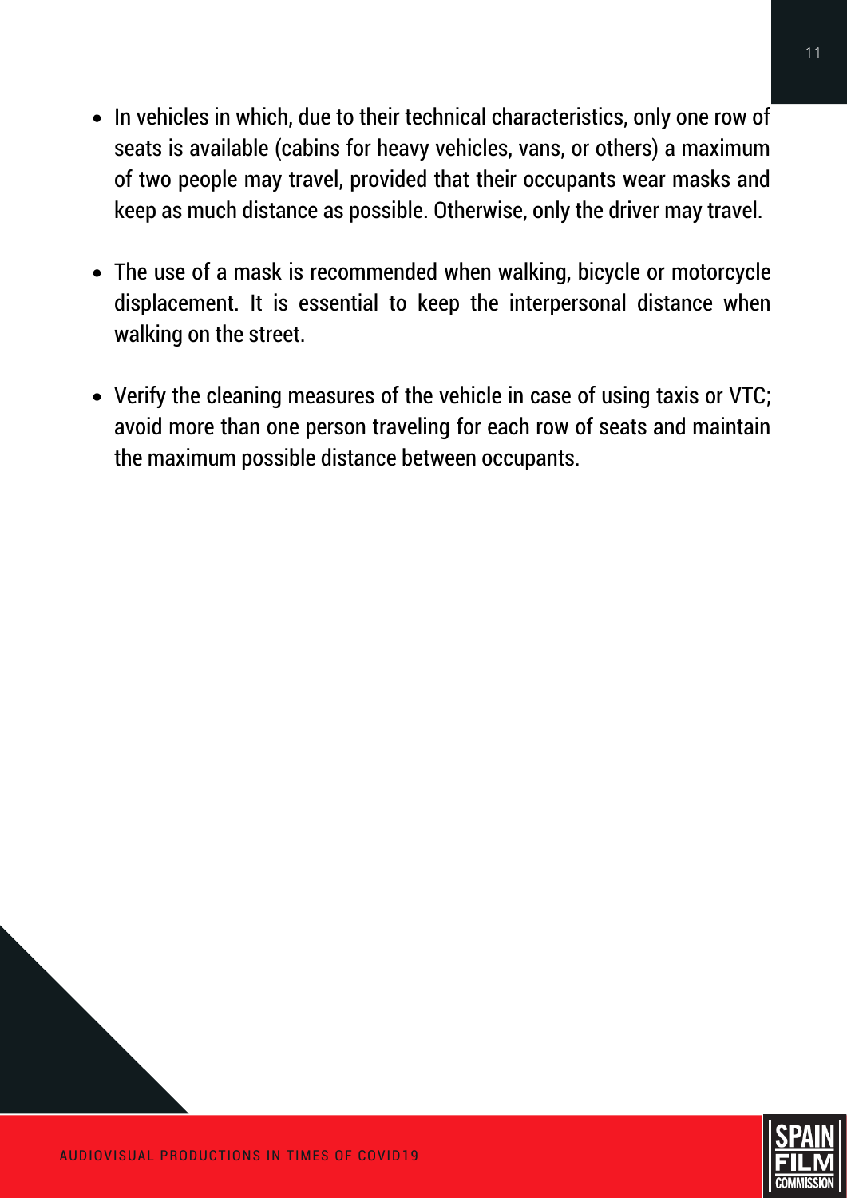- In vehicles in which, due to their technical characteristics, only one row of seats is available (cabins for heavy vehicles, vans, or others) a maximum of two people may travel, provided that their occupants wear masks and keep as much distance as possible. Otherwise, only the driver may travel.

- The use of a mask is recommended when walking, bicycle or motorcycle displacement. It is essential to keep the interpersonal distance when walking on the street.

- Verify the cleaning measures of the vehicle in case of using taxis or VTC; avoid more than one person traveling for each row of seats and maintain the maximum possible distance between occupants.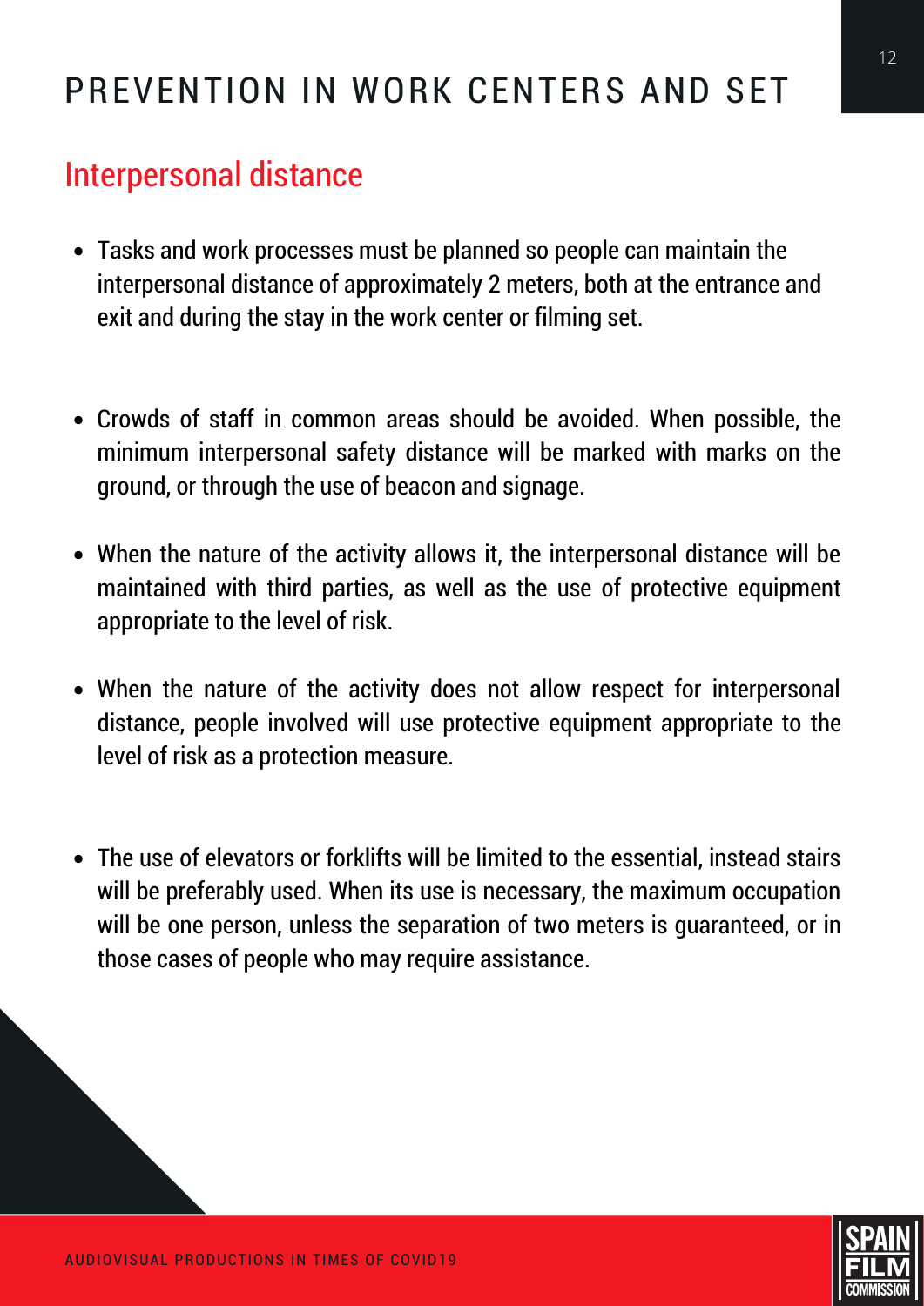# PREVENTION IN WORK CENTERS AND SET

## Interpersonal distance

- Tasks and work processes must be planned so people can maintain the interpersonal distance of approximately 2 meters, both at the entrance and exit and during the stay in the work center or filming set.

- Crowds of staff in common areas should be avoided. When possible, the minimum interpersonal safety distance will be marked with marks on the ground, or through the use of beacon and signage.

- When the nature of the activity allows it, the interpersonal distance will be maintained with third parties, as well as the use of protective equipment appropriate to the level of risk.

- When the nature of the activity does not allow respect for interpersonal distance, people involved will use protective equipment appropriate to the level of risk as a protection measure.

- The use of elevators or forklifts will be limited to the essential, instead stairs will be preferably used. When its use is necessary, the maximum occupation will be one person, unless the separation of two meters is guaranteed, or in those cases of people who may require assistance.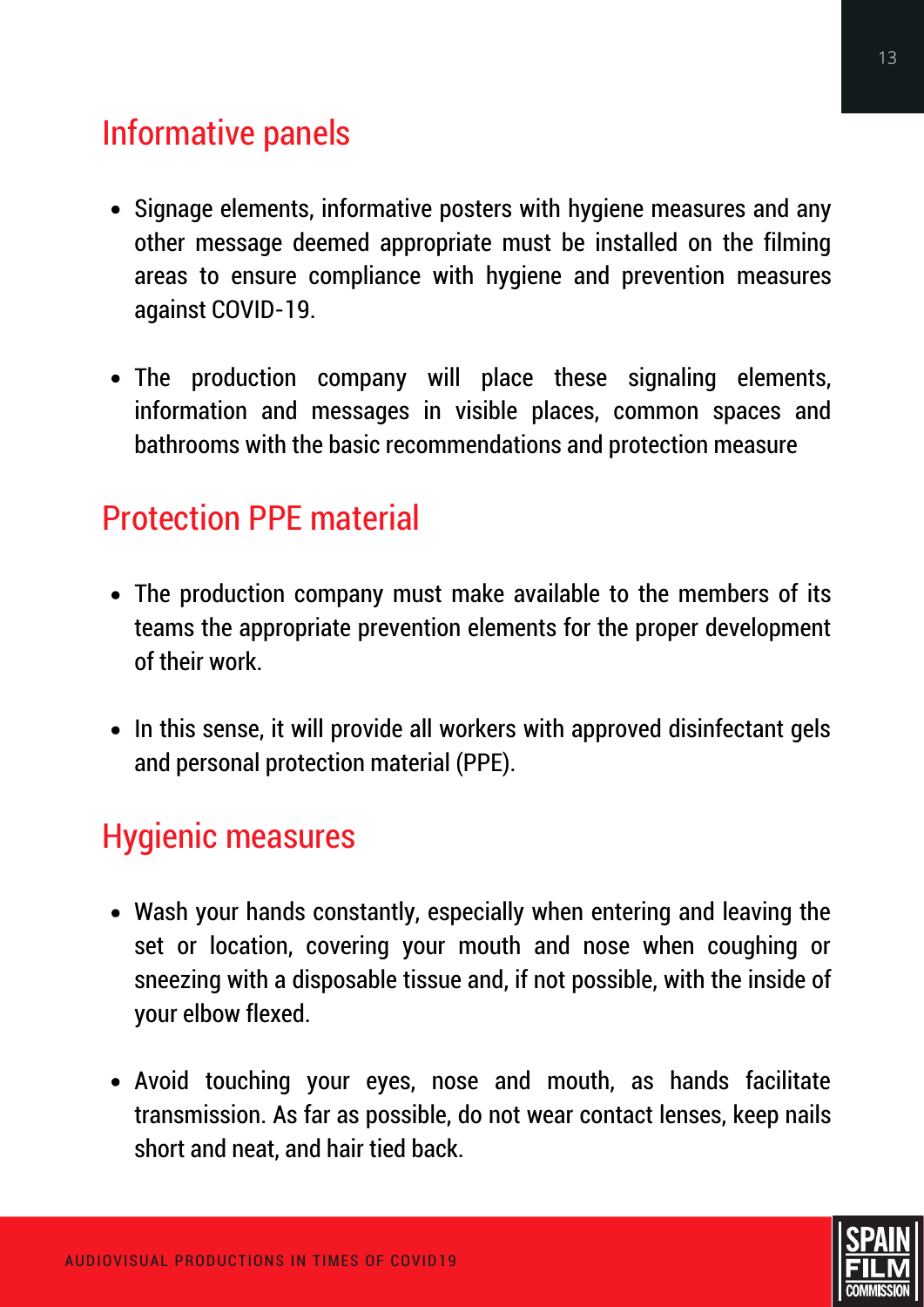## Informative panels

- Signage elements, informative posters with hygiene measures and any other message deemed appropriate must be installed on the filming areas to ensure compliance with hygiene and prevention measures against COVID-19.
- The production company will place these signaling elements, information and messages in visible places, common spaces and bathrooms with the basic recommendations and protection measure

## Protection PPE material

- The production company must make available to the members of its teams the appropriate prevention elements for the proper development of their work.
- In this sense, it will provide all workers with approved disinfectant gels and personal protection material (PPE).

## Hygienic measures

- Wash your hands constantly, especially when entering and leaving the set or location, covering your mouth and nose when coughing or sneezing with a disposable tissue and, if not possible, with the inside of your elbow flexed.
- Avoid touching your eyes, nose and mouth, as hands facilitate transmission. As far as possible, do not wear contact lenses, keep nails short and neat, and hair tied back.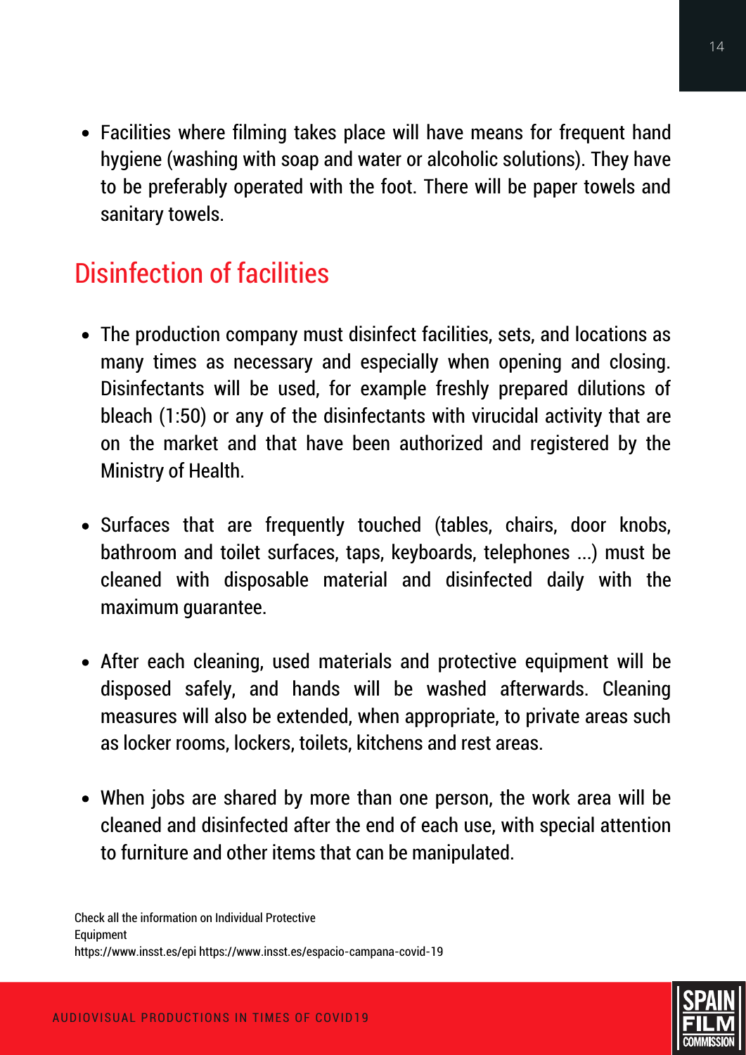- Facilities where filming takes place will have means for frequent hand hygiene (washing with soap and water or alcoholic solutions). They have to be preferably operated with the foot. There will be paper towels and sanitary towels.

## Disinfection of facilities

- The production company must disinfect facilities, sets, and locations as many times as necessary and especially when opening and closing. Disinfectants will be used, for example freshly prepared dilutions of bleach (1:50) or any of the disinfectants with virucidal activity that are on the market and that have been authorized and registered by the Ministry of Health.

- Surfaces that are frequently touched (tables, chairs, door knobs, bathroom and toilet surfaces, taps, keyboards, telephones ...) must be cleaned with disposable material and disinfected daily with the maximum guarantee.

- After each cleaning, used materials and protective equipment will be disposed safely, and hands will be washed afterwards. Cleaning measures will also be extended, when appropriate, to private areas such as locker rooms, lockers, toilets, kitchens and rest areas.

- When jobs are shared by more than one person, the work area will be cleaned and disinfected after the end of each use, with special attention to furniture and other items that can be manipulated.

Check all the information on Individual Protective Equipment
https://www.insst.es/epi https://www.insst.es/espacio-campana-covid-19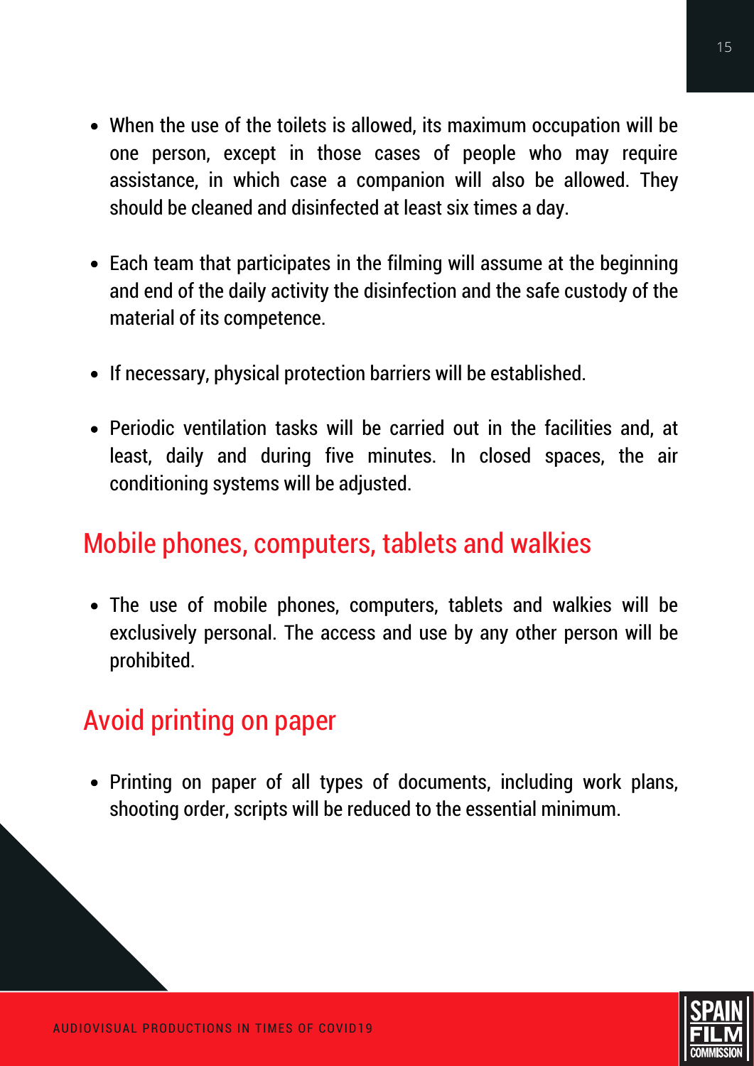- When the use of the toilets is allowed, its maximum occupation will be one person, except in those cases of people who may require assistance, in which case a companion will also be allowed. They should be cleaned and disinfected at least six times a day.

- Each team that participates in the filming will assume at the beginning and end of the daily activity the disinfection and the safe custody of the material of its competence.

- If necessary, physical protection barriers will be established.

- Periodic ventilation tasks will be carried out in the facilities and, at least, daily and during five minutes. In closed spaces, the air conditioning systems will be adjusted.

## Mobile phones, computers, tablets and walkies

- The use of mobile phones, computers, tablets and walkies will be exclusively personal. The access and use by any other person will be prohibited.

## Avoid printing on paper

- Printing on paper of all types of documents, including work plans, shooting order, scripts will be reduced to the essential minimum.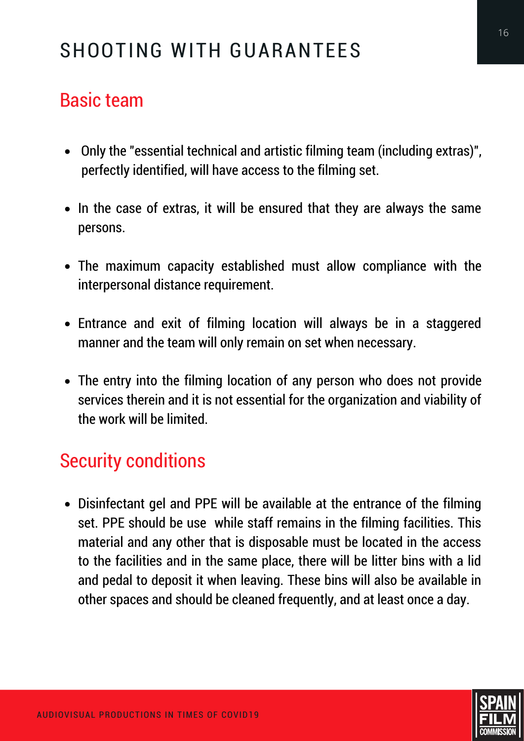# SHOOTING WITH GUARANTEES

## Basic team

- Only the "essential technical and artistic filming team (including extras)", perfectly identified, will have access to the filming set.
- In the case of extras, it will be ensured that they are always the same persons.
- The maximum capacity established must allow compliance with the interpersonal distance requirement.
- Entrance and exit of filming location will always be in a staggered manner and the team will only remain on set when necessary.
- The entry into the filming location of any person who does not provide services therein and it is not essential for the organization and viability of the work will be limited.

## Security conditions

- Disinfectant gel and PPE will be available at the entrance of the filming set. PPE should be use while staff remains in the filming facilities. This material and any other that is disposable must be located in the access to the facilities and in the same place, there will be litter bins with a lid and pedal to deposit it when leaving. These bins will also be available in other spaces and should be cleaned frequently, and at least once a day.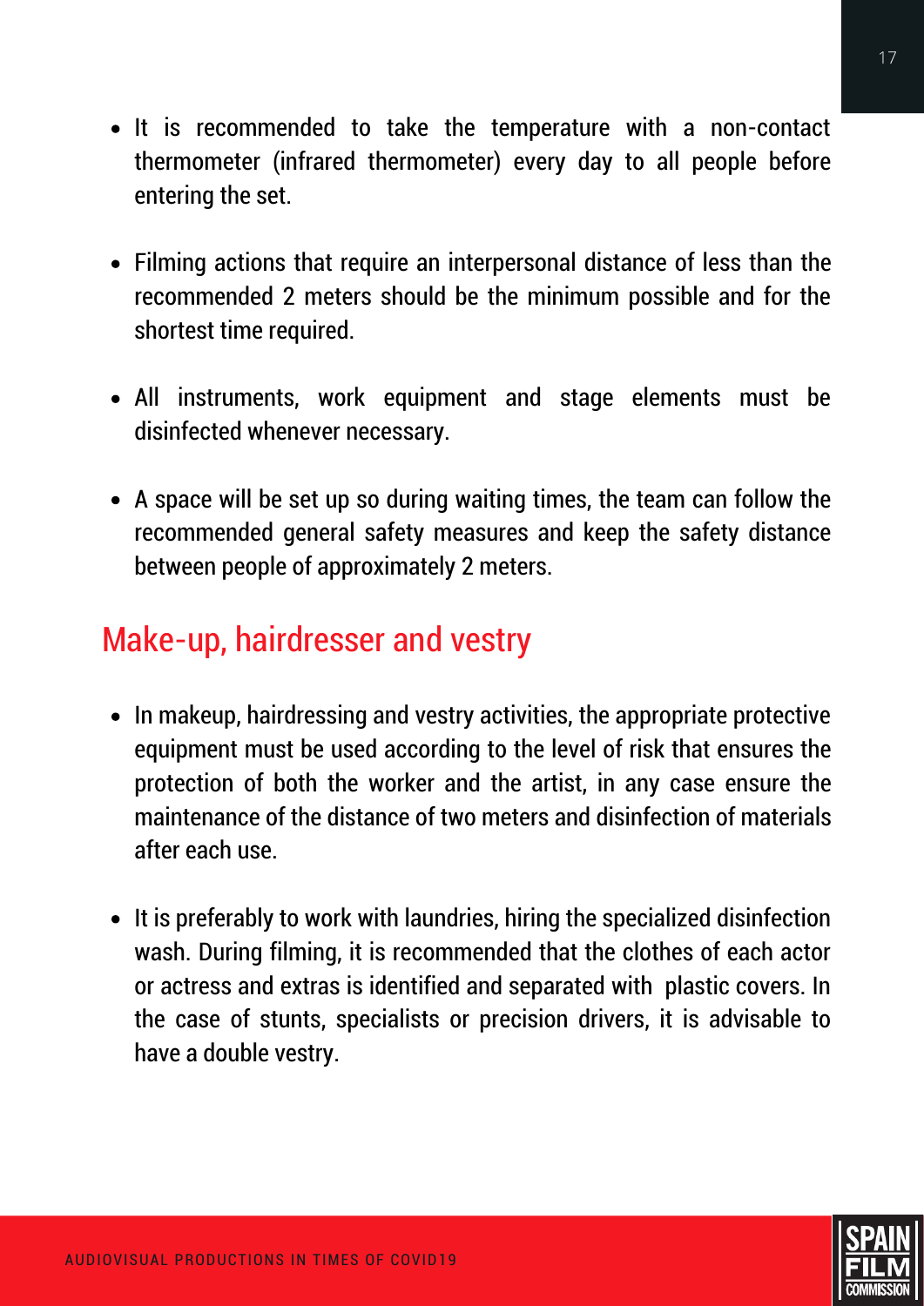- It is recommended to take the temperature with a non-contact thermometer (infrared thermometer) every day to all people before entering the set.

- Filming actions that require an interpersonal distance of less than the recommended 2 meters should be the minimum possible and for the shortest time required.

- All instruments, work equipment and stage elements must be disinfected whenever necessary.

- A space will be set up so during waiting times, the team can follow the recommended general safety measures and keep the safety distance between people of approximately 2 meters.

## Make-up, hairdresser and vestry

- In makeup, hairdressing and vestry activities, the appropriate protective equipment must be used according to the level of risk that ensures the protection of both the worker and the artist, in any case ensure the maintenance of the distance of two meters and disinfection of materials after each use.

- It is preferably to work with laundries, hiring the specialized disinfection wash. During filming, it is recommended that the clothes of each actor or actress and extras is identified and separated with plastic covers. In the case of stunts, specialists or precision drivers, it is advisable to have a double vestry.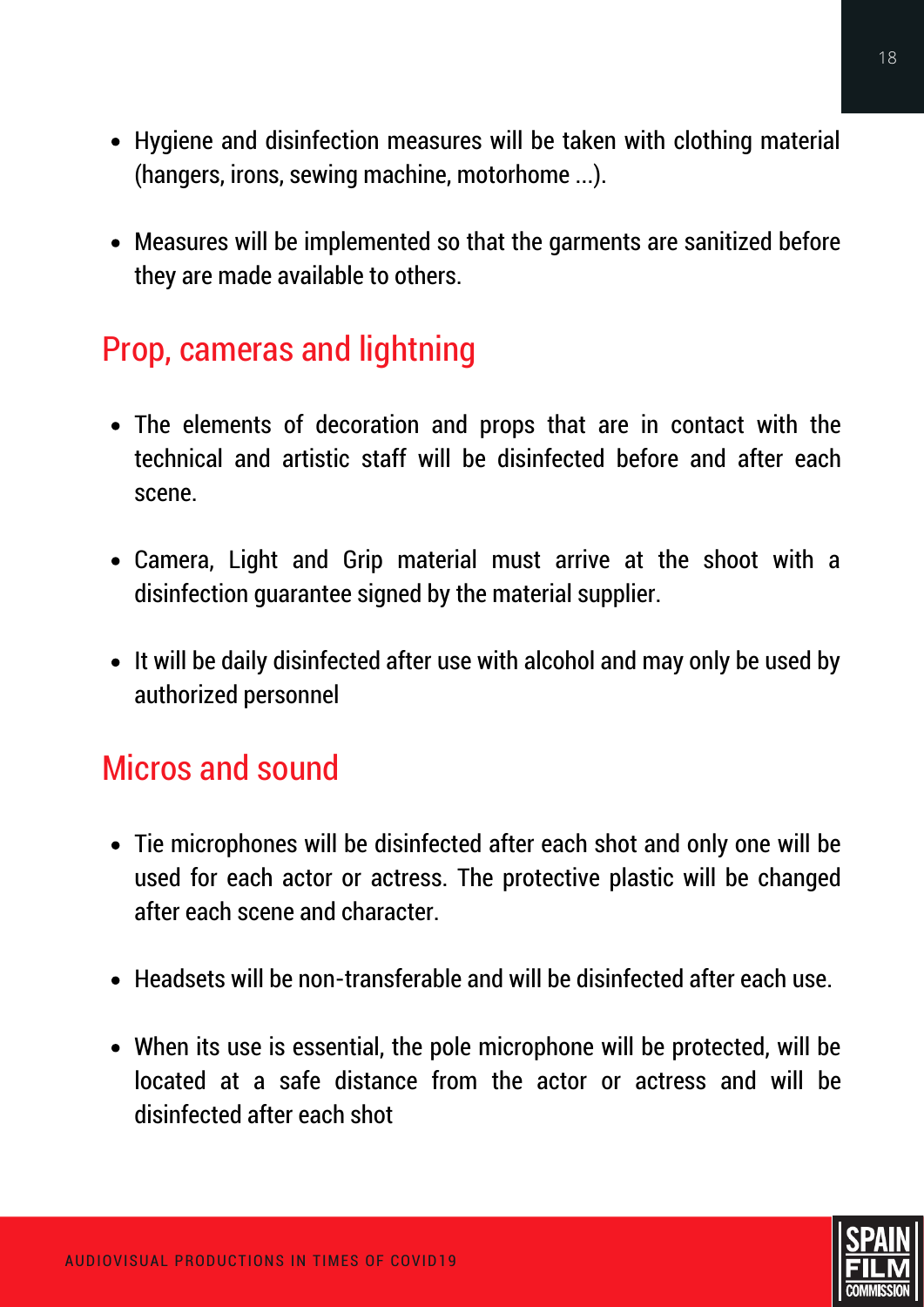- Hygiene and disinfection measures will be taken with clothing material (hangers, irons, sewing machine, motorhome ...).
- Measures will be implemented so that the garments are sanitized before they are made available to others.

## Prop, cameras and lightning

- The elements of decoration and props that are in contact with the technical and artistic staff will be disinfected before and after each scene.
- Camera, Light and Grip material must arrive at the shoot with a disinfection guarantee signed by the material supplier.
- It will be daily disinfected after use with alcohol and may only be used by authorized personnel

## Micros and sound

- Tie microphones will be disinfected after each shot and only one will be used for each actor or actress. The protective plastic will be changed after each scene and character.
- Headsets will be non-transferable and will be disinfected after each use.
- When its use is essential, the pole microphone will be protected, will be located at a safe distance from the actor or actress and will be disinfected after each shot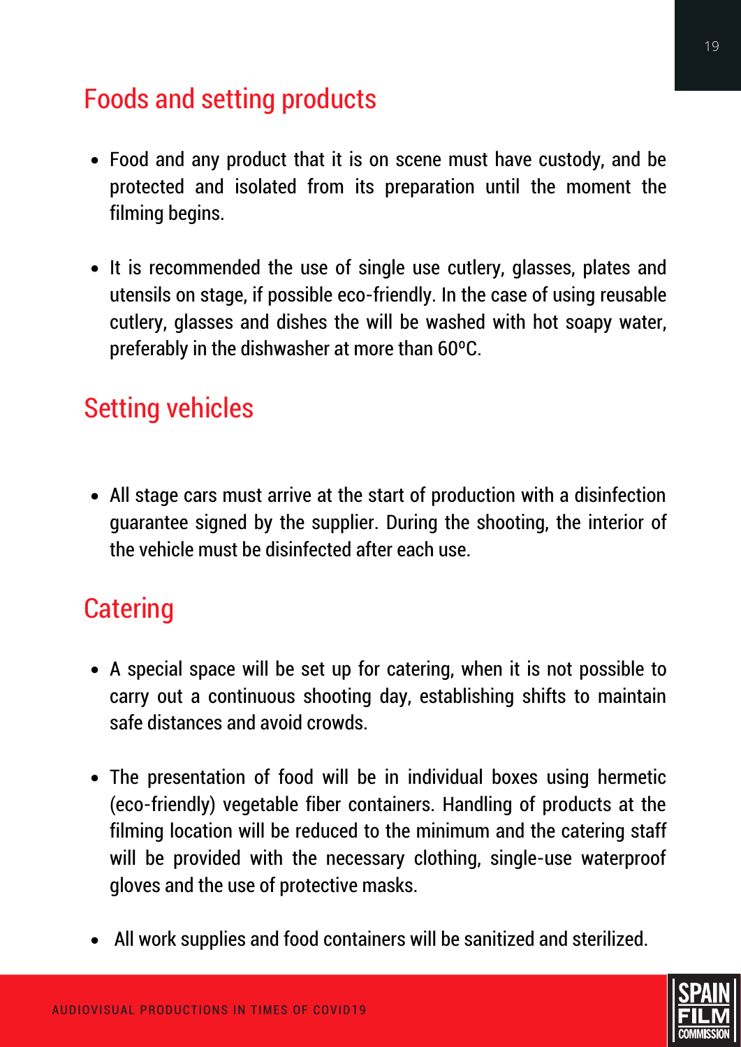## Foods and setting products

- Food and any product that it is on scene must have custody, and be protected and isolated from its preparation until the moment the filming begins.

- It is recommended the use of single use cutlery, glasses, plates and utensils on stage, if possible eco-friendly. In the case of using reusable cutlery, glasses and dishes the will be washed with hot soapy water, preferably in the dishwasher at more than 60ºC.

## Setting vehicles

- All stage cars must arrive at the start of production with a disinfection guarantee signed by the supplier. During the shooting, the interior of the vehicle must be disinfected after each use.

## Catering

- A special space will be set up for catering, when it is not possible to carry out a continuous shooting day, establishing shifts to maintain safe distances and avoid crowds.

- The presentation of food will be in individual boxes using hermetic (eco-friendly) vegetable fiber containers. Handling of products at the filming location will be reduced to the minimum and the catering staff will be provided with the necessary clothing, single-use waterproof gloves and the use of protective masks.

- All work supplies and food containers will be sanitized and sterilized.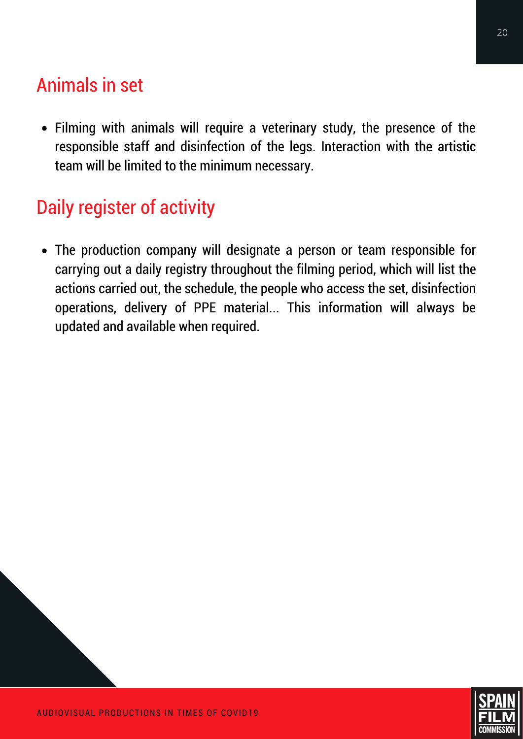## Animals in set

- Filming with animals will require a veterinary study, the presence of the responsible staff and disinfection of the legs. Interaction with the artistic team will be limited to the minimum necessary.

## Daily register of activity

- The production company will designate a person or team responsible for carrying out a daily registry throughout the filming period, which will list the actions carried out, the schedule, the people who access the set, disinfection operations, delivery of PPE material... This information will always be updated and available when required.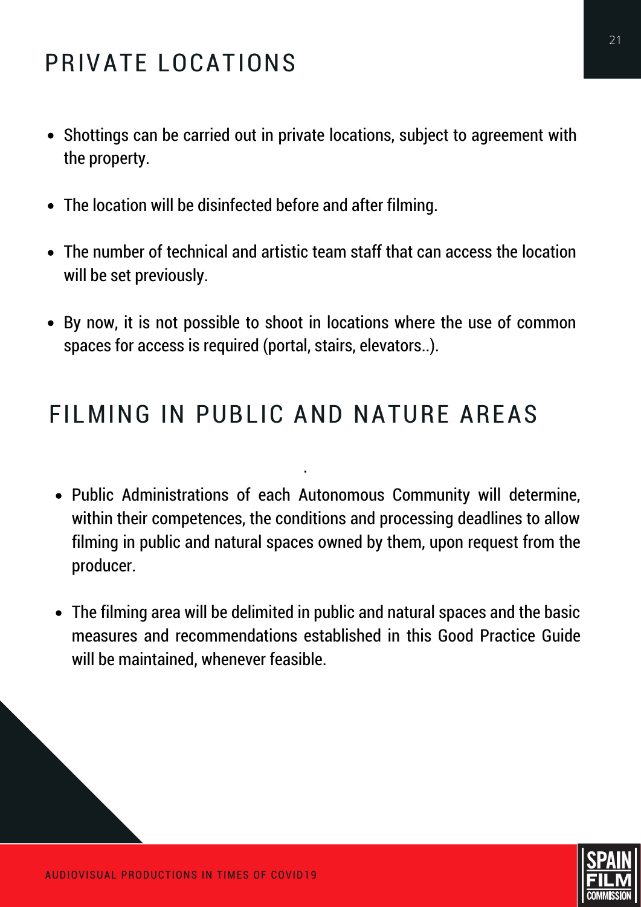# PRIVATE LOCATIONS

- Shottings can be carried out in private locations, subject to agreement with the property.
- The location will be disinfected before and after filming.
- The number of technical and artistic team staff that can access the location will be set previously.
- By now, it is not possible to shoot in locations where the use of common spaces for access is required (portal, stairs, elevators..).

# FILMING IN PUBLIC AND NATURE AREAS

- Public Administrations of each Autonomous Community will determine, within their competences, the conditions and processing deadlines to allow filming in public and natural spaces owned by them, upon request from the producer.
- The filming area will be delimited in public and natural spaces and the basic measures and recommendations established in this Good Practice Guide will be maintained, whenever feasible.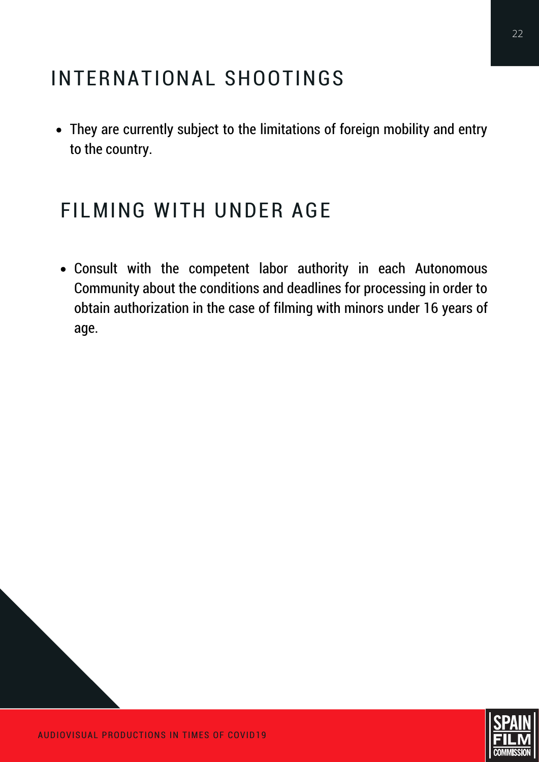## INTERNATIONAL SHOOTINGS

- They are currently subject to the limitations of foreign mobility and entry to the country.

## FILMING WITH UNDER AGE

- Consult with the competent labor authority in each Autonomous Community about the conditions and deadlines for processing in order to obtain authorization in the case of filming with minors under 16 years of age.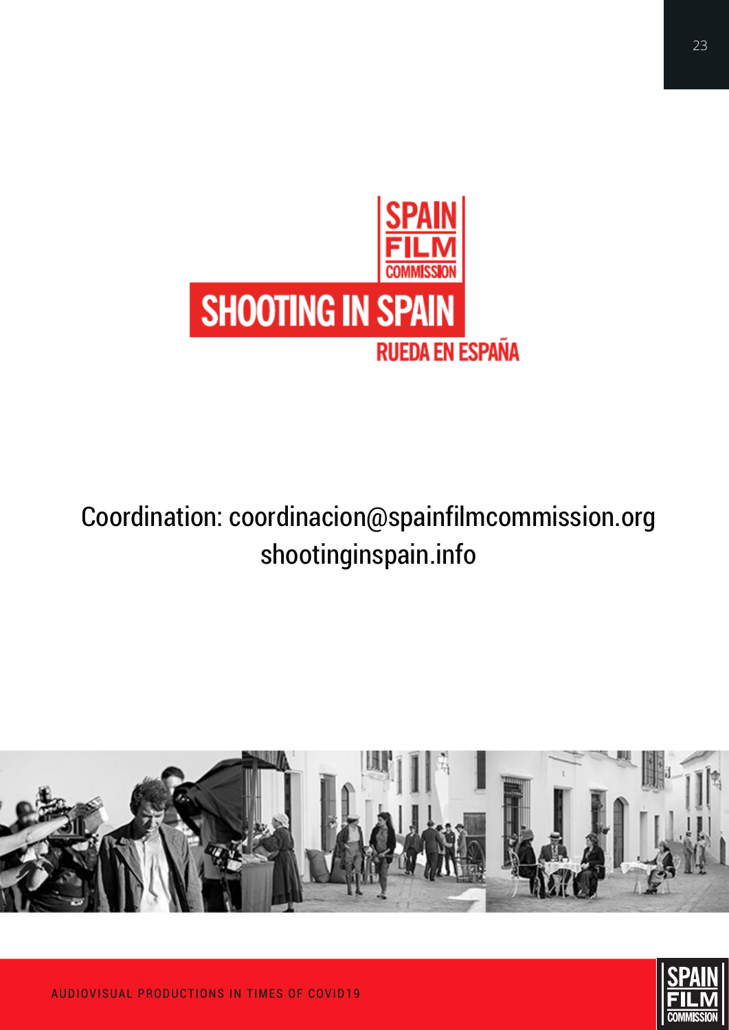SPAIN FILM COMMISSION

SHOOTING IN SPAIN

RUEDA EN ESPAÑA

Coordination: coordinacion@spainfilmcommission.org
shootinginspain.info